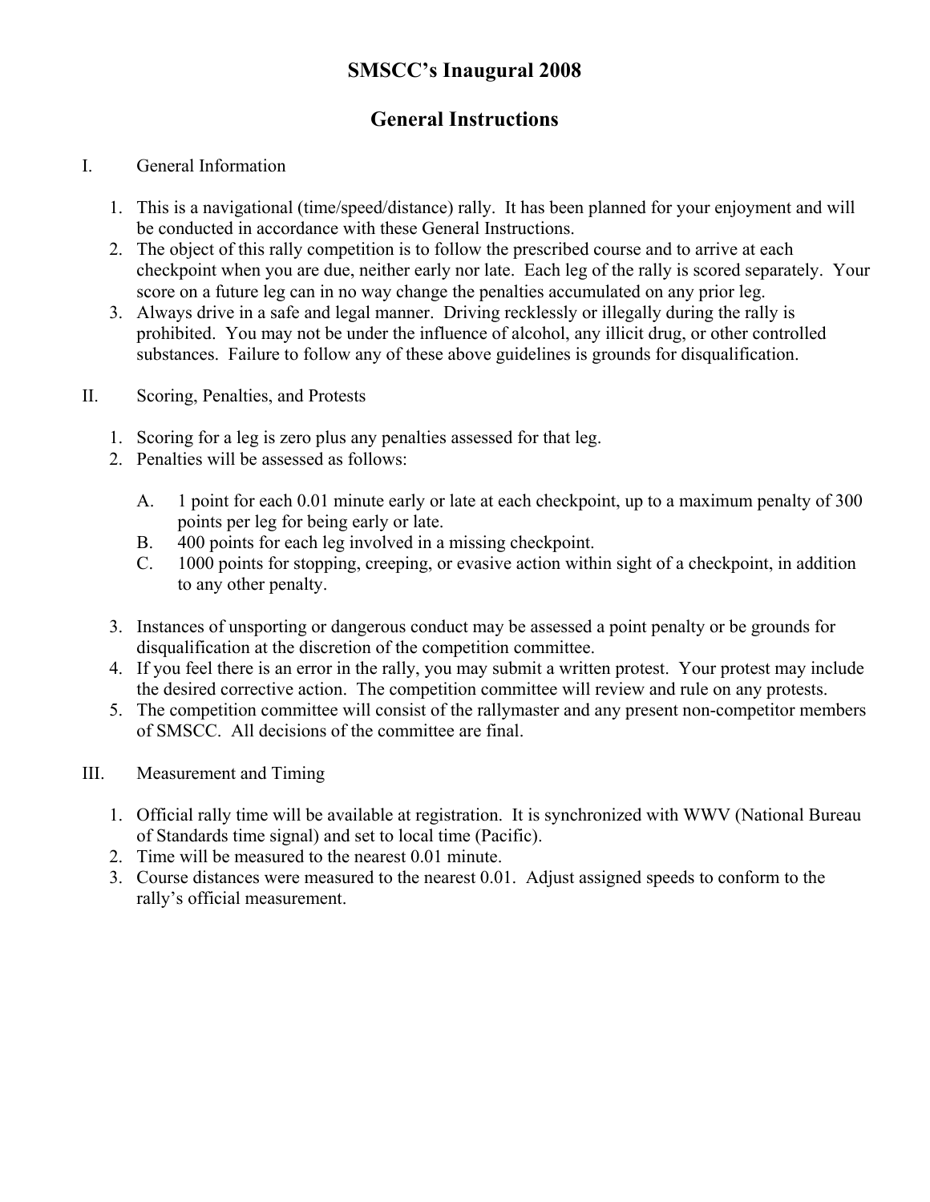# SMSCC's Inaugural 2008

## General Instructions

I. General Information

1. This is a navigational (time/speed/distance) rally. It has been planned for your enjoyment and will be conducted in accordance with these General Instructions.
2. The object of this rally competition is to follow the prescribed course and to arrive at each checkpoint when you are due, neither early nor late. Each leg of the rally is scored separately. Your score on a future leg can in no way change the penalties accumulated on any prior leg.
3. Always drive in a safe and legal manner. Driving recklessly or illegally during the rally is prohibited. You may not be under the influence of alcohol, any illicit drug, or other controlled substances. Failure to follow any of these above guidelines is grounds for disqualification.

II. Scoring, Penalties, and Protests

1. Scoring for a leg is zero plus any penalties assessed for that leg.
2. Penalties will be assessed as follows:

   A. 1 point for each 0.01 minute early or late at each checkpoint, up to a maximum penalty of 300 points per leg for being early or late.

   B. 400 points for each leg involved in a missing checkpoint.

   C. 1000 points for stopping, creeping, or evasive action within sight of a checkpoint, in addition to any other penalty.

3. Instances of unsporting or dangerous conduct may be assessed a point penalty or be grounds for disqualification at the discretion of the competition committee.
4. If you feel there is an error in the rally, you may submit a written protest. Your protest may include the desired corrective action. The competition committee will review and rule on any protests.
5. The competition committee will consist of the rallymaster and any present non-competitor members of SMSCC. All decisions of the committee are final.

III. Measurement and Timing

1. Official rally time will be available at registration. It is synchronized with WWV (National Bureau of Standards time signal) and set to local time (Pacific).
2. Time will be measured to the nearest 0.01 minute.
3. Course distances were measured to the nearest 0.01. Adjust assigned speeds to conform to the rally's official measurement.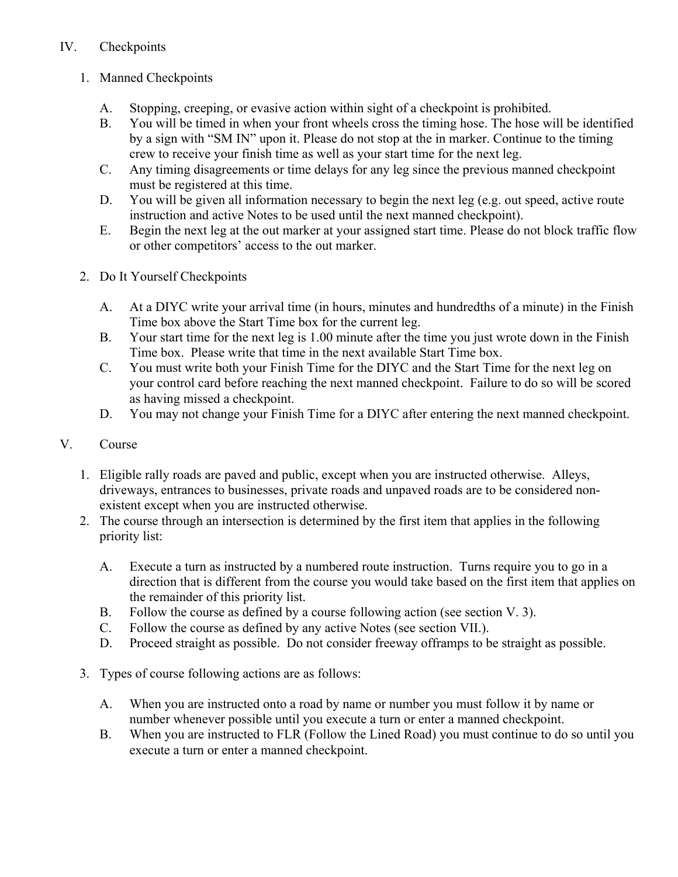## IV. Checkpoints

1. Manned Checkpoints

   A. Stopping, creeping, or evasive action within sight of a checkpoint is prohibited.

   B. You will be timed in when your front wheels cross the timing hose. The hose will be identified by a sign with "SM IN" upon it. Please do not stop at the in marker. Continue to the timing crew to receive your finish time as well as your start time for the next leg.

   C. Any timing disagreements or time delays for any leg since the previous manned checkpoint must be registered at this time.

   D. You will be given all information necessary to begin the next leg (e.g. out speed, active route instruction and active Notes to be used until the next manned checkpoint).

   E. Begin the next leg at the out marker at your assigned start time. Please do not block traffic flow or other competitors' access to the out marker.

2. Do It Yourself Checkpoints

   A. At a DIYC write your arrival time (in hours, minutes and hundredths of a minute) in the Finish Time box above the Start Time box for the current leg.

   B. Your start time for the next leg is 1.00 minute after the time you just wrote down in the Finish Time box. Please write that time in the next available Start Time box.

   C. You must write both your Finish Time for the DIYC and the Start Time for the next leg on your control card before reaching the next manned checkpoint. Failure to do so will be scored as having missed a checkpoint.

   D. You may not change your Finish Time for a DIYC after entering the next manned checkpoint.

## V. Course

1. Eligible rally roads are paved and public, except when you are instructed otherwise. Alleys, driveways, entrances to businesses, private roads and unpaved roads are to be considered non-existent except when you are instructed otherwise.
2. The course through an intersection is determined by the first item that applies in the following priority list:

   A. Execute a turn as instructed by a numbered route instruction. Turns require you to go in a direction that is different from the course you would take based on the first item that applies on the remainder of this priority list.

   B. Follow the course as defined by a course following action (see section V. 3).

   C. Follow the course as defined by any active Notes (see section VII.).

   D. Proceed straight as possible. Do not consider freeway offramps to be straight as possible.

3. Types of course following actions are as follows:

   A. When you are instructed onto a road by name or number you must follow it by name or number whenever possible until you execute a turn or enter a manned checkpoint.

   B. When you are instructed to FLR (Follow the Lined Road) you must continue to do so until you execute a turn or enter a manned checkpoint.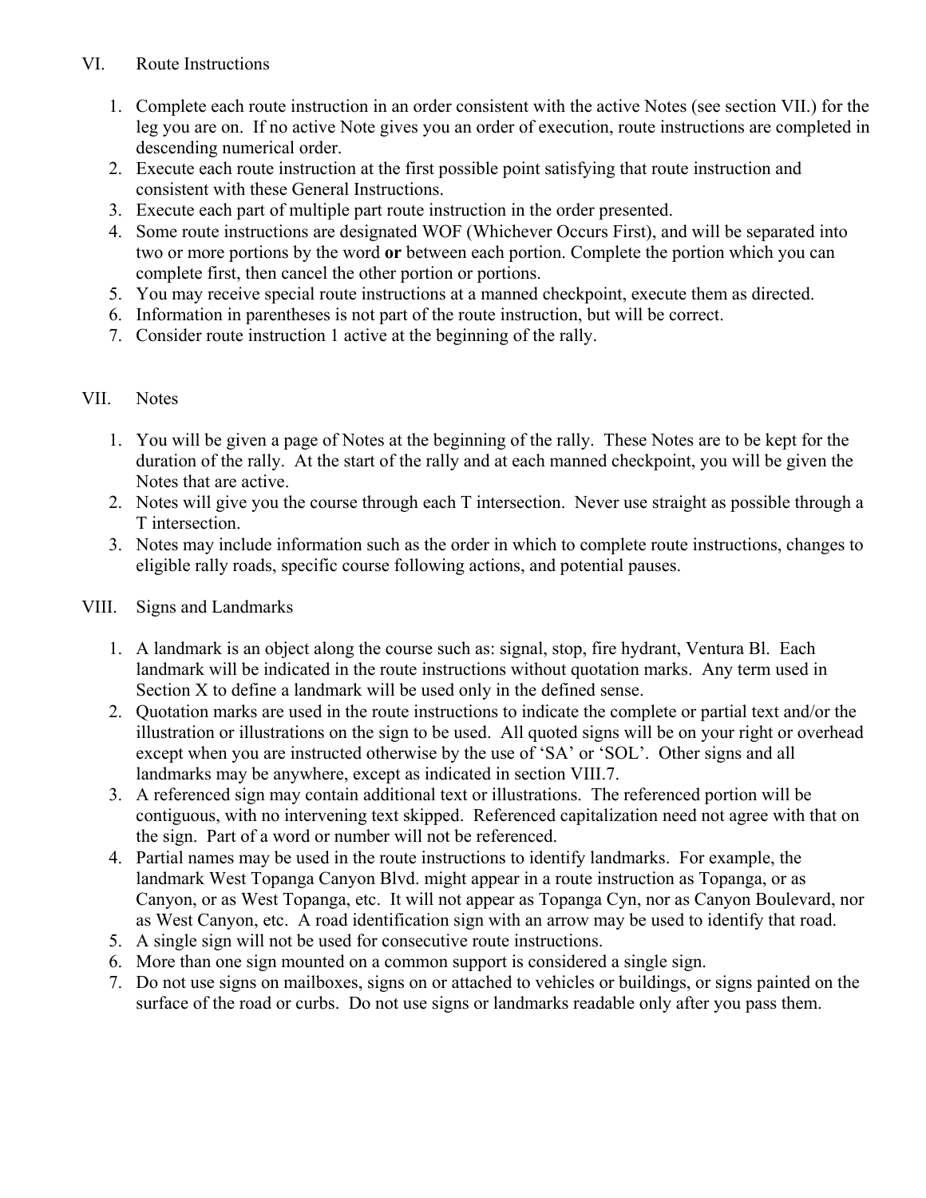## VI. Route Instructions

1. Complete each route instruction in an order consistent with the active Notes (see section VII.) for the leg you are on. If no active Note gives you an order of execution, route instructions are completed in descending numerical order.
2. Execute each route instruction at the first possible point satisfying that route instruction and consistent with these General Instructions.
3. Execute each part of multiple part route instruction in the order presented.
4. Some route instructions are designated WOF (Whichever Occurs First), and will be separated into two or more portions by the word **or** between each portion. Complete the portion which you can complete first, then cancel the other portion or portions.
5. You may receive special route instructions at a manned checkpoint, execute them as directed.
6. Information in parentheses is not part of the route instruction, but will be correct.
7. Consider route instruction 1 active at the beginning of the rally.

## VII. Notes

1. You will be given a page of Notes at the beginning of the rally. These Notes are to be kept for the duration of the rally. At the start of the rally and at each manned checkpoint, you will be given the Notes that are active.
2. Notes will give you the course through each T intersection. Never use straight as possible through a T intersection.
3. Notes may include information such as the order in which to complete route instructions, changes to eligible rally roads, specific course following actions, and potential pauses.

## VIII. Signs and Landmarks

1. A landmark is an object along the course such as: signal, stop, fire hydrant, Ventura Bl. Each landmark will be indicated in the route instructions without quotation marks. Any term used in Section X to define a landmark will be used only in the defined sense.
2. Quotation marks are used in the route instructions to indicate the complete or partial text and/or the illustration or illustrations on the sign to be used. All quoted signs will be on your right or overhead except when you are instructed otherwise by the use of 'SA' or 'SOL'. Other signs and all landmarks may be anywhere, except as indicated in section VIII.7.
3. A referenced sign may contain additional text or illustrations. The referenced portion will be contiguous, with no intervening text skipped. Referenced capitalization need not agree with that on the sign. Part of a word or number will not be referenced.
4. Partial names may be used in the route instructions to identify landmarks. For example, the landmark West Topanga Canyon Blvd. might appear in a route instruction as Topanga, or as Canyon, or as West Topanga, etc. It will not appear as Topanga Cyn, nor as Canyon Boulevard, nor as West Canyon, etc. A road identification sign with an arrow may be used to identify that road.
5. A single sign will not be used for consecutive route instructions.
6. More than one sign mounted on a common support is considered a single sign.
7. Do not use signs on mailboxes, signs on or attached to vehicles or buildings, or signs painted on the surface of the road or curbs. Do not use signs or landmarks readable only after you pass them.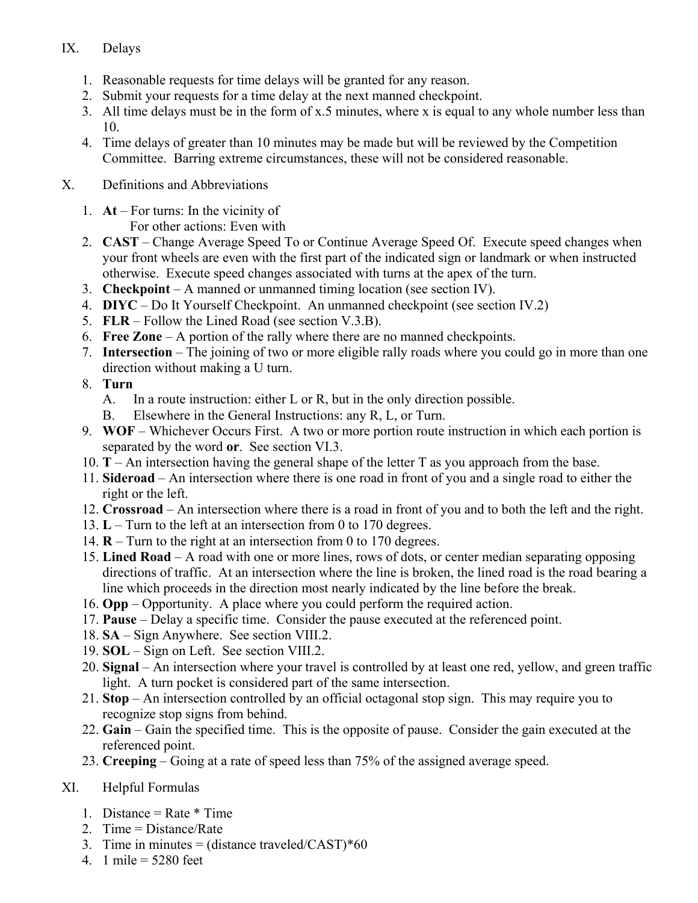## IX. Delays

1. Reasonable requests for time delays will be granted for any reason.
2. Submit your requests for a time delay at the next manned checkpoint.
3. All time delays must be in the form of x.5 minutes, where x is equal to any whole number less than 10.
4. Time delays of greater than 10 minutes may be made but will be reviewed by the Competition Committee. Barring extreme circumstances, these will not be considered reasonable.

## X. Definitions and Abbreviations

1. **At** – For turns: In the vicinity of
   For other actions: Even with
2. **CAST** – Change Average Speed To or Continue Average Speed Of. Execute speed changes when your front wheels are even with the first part of the indicated sign or landmark or when instructed otherwise. Execute speed changes associated with turns at the apex of the turn.
3. **Checkpoint** – A manned or unmanned timing location (see section IV).
4. **DIYC** – Do It Yourself Checkpoint. An unmanned checkpoint (see section IV.2)
5. **FLR** – Follow the Lined Road (see section V.3.B).
6. **Free Zone** – A portion of the rally where there are no manned checkpoints.
7. **Intersection** – The joining of two or more eligible rally roads where you could go in more than one direction without making a U turn.
8. **Turn**
   A. In a route instruction: either L or R, but in the only direction possible.
   B. Elsewhere in the General Instructions: any R, L, or Turn.
9. **WOF** – Whichever Occurs First. A two or more portion route instruction in which each portion is separated by the word **or**. See section VI.3.
10. **T** – An intersection having the general shape of the letter T as you approach from the base.
11. **Sideroad** – An intersection where there is one road in front of you and a single road to either the right or the left.
12. **Crossroad** – An intersection where there is a road in front of you and to both the left and the right.
13. **L** – Turn to the left at an intersection from 0 to 170 degrees.
14. **R** – Turn to the right at an intersection from 0 to 170 degrees.
15. **Lined Road** – A road with one or more lines, rows of dots, or center median separating opposing directions of traffic. At an intersection where the line is broken, the lined road is the road bearing a line which proceeds in the direction most nearly indicated by the line before the break.
16. **Opp** – Opportunity. A place where you could perform the required action.
17. **Pause** – Delay a specific time. Consider the pause executed at the referenced point.
18. **SA** – Sign Anywhere. See section VIII.2.
19. **SOL** – Sign on Left. See section VIII.2.
20. **Signal** – An intersection where your travel is controlled by at least one red, yellow, and green traffic light. A turn pocket is considered part of the same intersection.
21. **Stop** – An intersection controlled by an official octagonal stop sign. This may require you to recognize stop signs from behind.
22. **Gain** – Gain the specified time. This is the opposite of pause. Consider the gain executed at the referenced point.
23. **Creeping** – Going at a rate of speed less than 75% of the assigned average speed.

## XI. Helpful Formulas

1. Distance = Rate * Time
2. Time = Distance/Rate
3. Time in minutes = (distance traveled/CAST)*60
4. 1 mile = 5280 feet